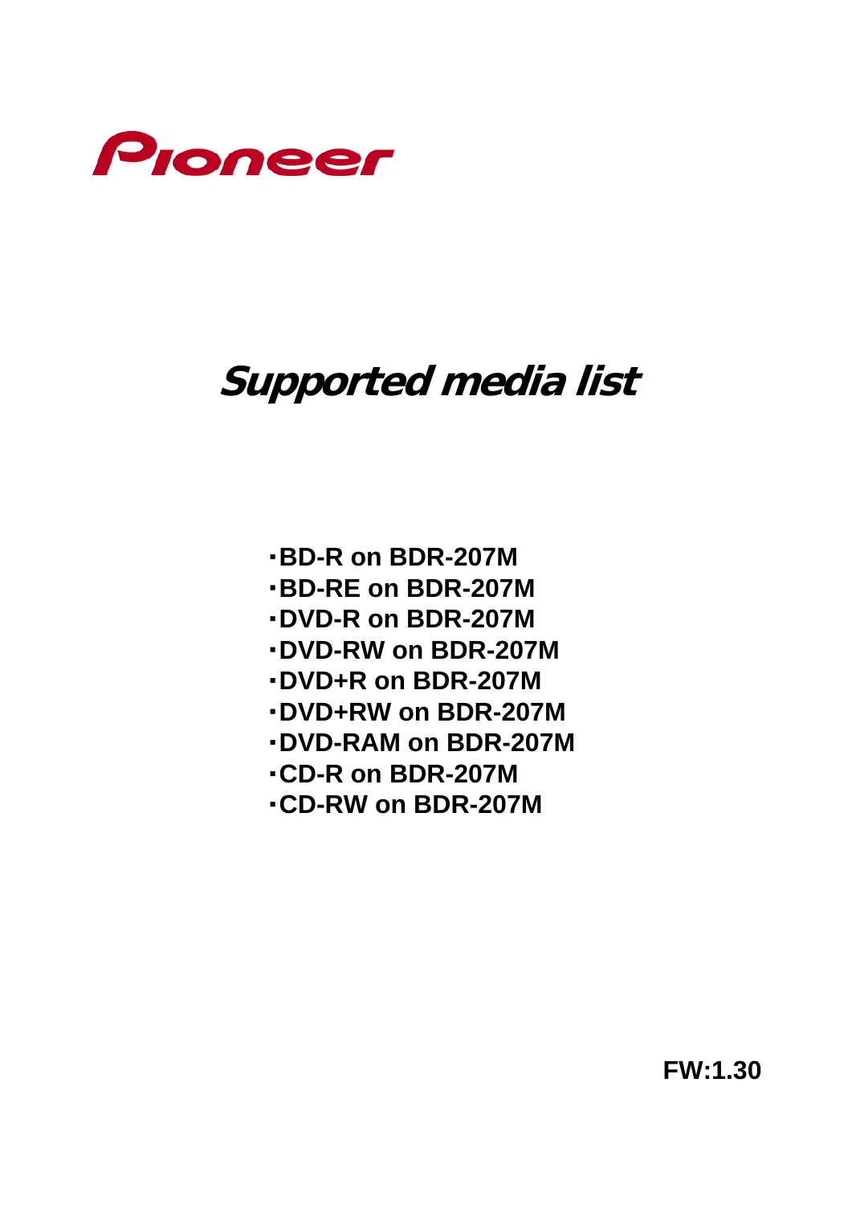Pioneer

# Supported media list

- **BD-R on BDR-207M**
- **BD-RE on BDR-207M**
- **DVD-R on BDR-207M**
- **DVD-RW on BDR-207M**
- **DVD+R on BDR-207M**
- **DVD+RW on BDR-207M**
- **DVD-RAM on BDR-207M**
- **CD-R on BDR-207M**
- **CD-RW on BDR-207M**

**FW:1.30**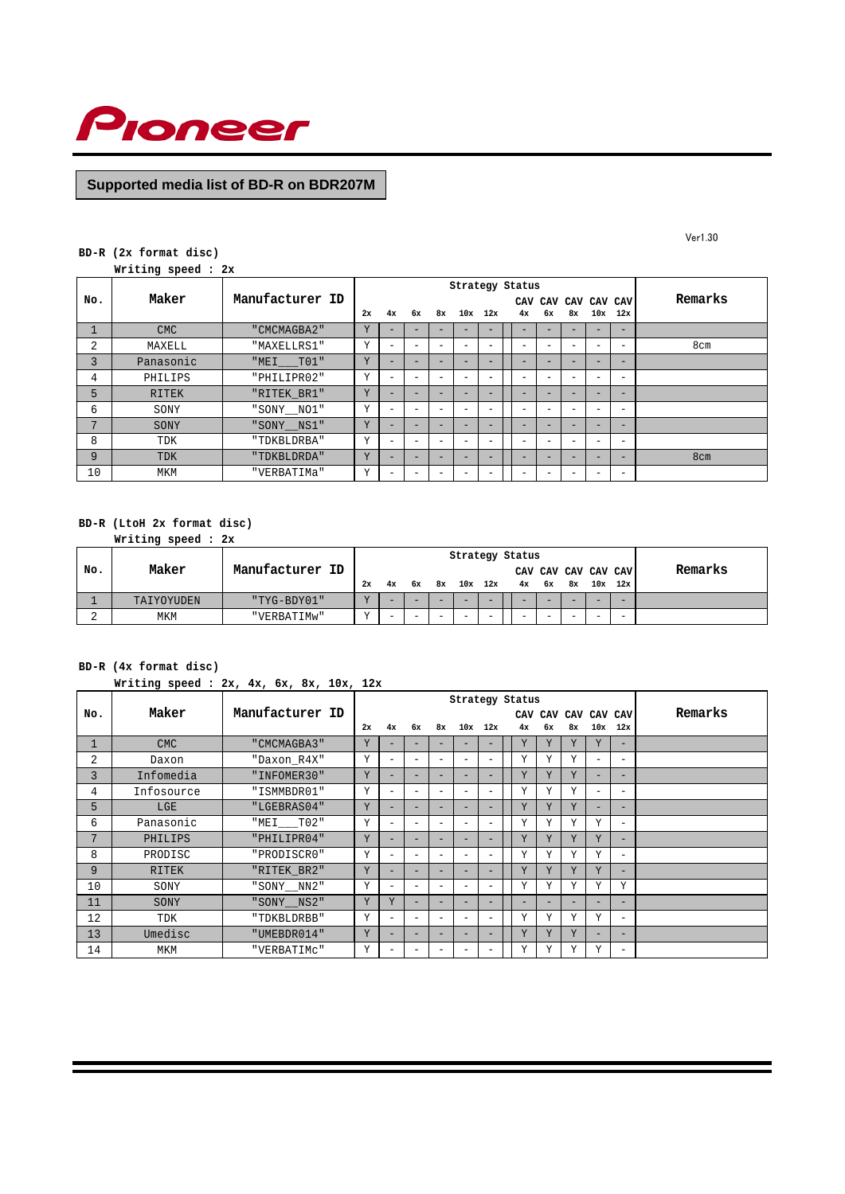Pioneer

## Supported media list of BD-R on BDR207M

Ver1.30

**BD-R (2x format disc)**

Writing speed : 2x

| No. | Maker | Manufacturer ID | Strategy Status | | | | | | | | | | | Remarks |
|---|---|---|---|---|---|---|---|---|---|---|---|---|---|---|
| | | | 2x | 4x | 6x | 8x | 10x | 12x | CAV 4x | CAV 6x | CAV 8x | CAV 10x | CAV 12x | |
| 1 | CMC | "CMCMAGBA2" | Y | - | - | - | - | - | - | - | - | - | - | |
| 2 | MAXELL | "MAXELLRS1" | Y | - | - | - | - | - | - | - | - | - | - | 8cm |
| 3 | Panasonic | "MEI___T01" | Y | - | - | - | - | - | - | - | - | - | - | |
| 4 | PHILIPS | "PHILIPR02" | Y | - | - | - | - | - | - | - | - | - | - | |
| 5 | RITEK | "RITEK_BR1" | Y | - | - | - | - | - | - | - | - | - | - | |
| 6 | SONY | "SONY__NO1" | Y | - | - | - | - | - | - | - | - | - | - | |
| 7 | SONY | "SONY__NS1" | Y | - | - | - | - | - | - | - | - | - | - | |
| 8 | TDK | "TDKBLDRBA" | Y | - | - | - | - | - | - | - | - | - | - | |
| 9 | TDK | "TDKBLDRDA" | Y | - | - | - | - | - | - | - | - | - | - | 8cm |
| 10 | MKM | "VERBATIMa" | Y | - | - | - | - | - | - | - | - | - | - | |

**BD-R (LtoH 2x format disc)**

Writing speed : 2x

| No. | Maker | Manufacturer ID | Strategy Status | | | | | | | | | | | Remarks |
|---|---|---|---|---|---|---|---|---|---|---|---|---|---|---|
| | | | 2x | 4x | 6x | 8x | 10x | 12x | CAV 4x | CAV 6x | CAV 8x | CAV 10x | CAV 12x | |
| 1 | TAIYOYUDEN | "TYG-BDY01" | Y | - | - | - | - | - | - | - | - | - | - | |
| 2 | MKM | "VERBATIMw" | Y | - | - | - | - | - | - | - | - | - | - | |

**BD-R (4x format disc)**

Writing speed : 2x, 4x, 6x, 8x, 10x, 12x

| No. | Maker | Manufacturer ID | Strategy Status | | | | | | | | | | | Remarks |
|---|---|---|---|---|---|---|---|---|---|---|---|---|---|---|
| | | | 2x | 4x | 6x | 8x | 10x | 12x | CAV 4x | CAV 6x | CAV 8x | CAV 10x | CAV 12x | |
| 1 | CMC | "CMCMAGBA3" | Y | - | - | - | - | - | Y | Y | Y | Y | - | |
| 2 | Daxon | "Daxon_R4X" | Y | - | - | - | - | - | Y | Y | Y | - | - | |
| 3 | Infomedia | "INFOMER30" | Y | - | - | - | - | - | Y | Y | Y | - | - | |
| 4 | Infosource | "ISMMBDR01" | Y | - | - | - | - | - | Y | Y | Y | - | - | |
| 5 | LGE | "LGEBRAS04" | Y | - | - | - | - | - | Y | Y | Y | - | - | |
| 6 | Panasonic | "MEI___T02" | Y | - | - | - | - | - | Y | Y | Y | Y | - | |
| 7 | PHILIPS | "PHILIPR04" | Y | - | - | - | - | - | Y | Y | Y | Y | - | |
| 8 | PRODISC | "PRODISCR0" | Y | - | - | - | - | - | Y | Y | Y | Y | - | |
| 9 | RITEK | "RITEK_BR2" | Y | - | - | - | - | - | Y | Y | Y | Y | - | |
| 10 | SONY | "SONY__NN2" | Y | - | - | - | - | - | Y | Y | Y | Y | Y | |
| 11 | SONY | "SONY__NS2" | Y | Y | - | - | - | - | - | - | - | - | - | |
| 12 | TDK | "TDKBLDRBB" | Y | - | - | - | - | - | Y | Y | Y | Y | - | |
| 13 | Umedisc | "UMEBDR014" | Y | - | - | - | - | - | Y | Y | Y | - | - | |
| 14 | MKM | "VERBATIMc" | Y | - | - | - | - | - | Y | Y | Y | Y | - | |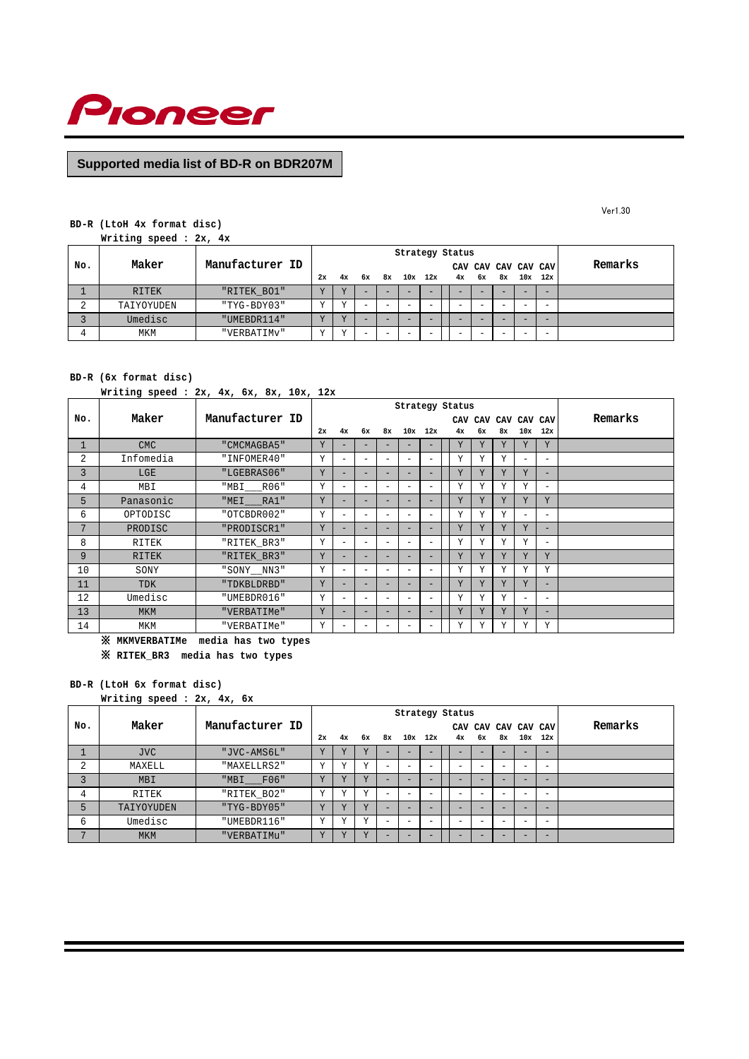Pioneer

## Supported media list of BD-R on BDR207M

Ver1.30

**BD-R (LtoH 4x format disc)**

Writing speed : 2x, 4x

| No. | Maker | Manufacturer ID | Strategy Status | | | | | | | | | | | Remarks |
|---|---|---|---|---|---|---|---|---|---|---|---|---|---|---|
| | | | 2x | 4x | 6x | 8x | 10x | 12x | CAV 4x | CAV 6x | CAV 8x | CAV 10x | CAV 12x | |
| 1 | RITEK | "RITEK_B01" | Y | Y | - | - | - | - | - | - | - | - | - | |
| 2 | TAIYOYUDEN | "TYG-BDY03" | Y | Y | - | - | - | - | - | - | - | - | - | |
| 3 | Umedisc | "UMEBDR114" | Y | Y | - | - | - | - | - | - | - | - | - | |
| 4 | MKM | "VERBATIMv" | Y | Y | - | - | - | - | - | - | - | - | - | |

**BD-R (6x format disc)**

Writing speed : 2x, 4x, 6x, 8x, 10x, 12x

| No. | Maker | Manufacturer ID | Strategy Status | | | | | | | | | | | Remarks |
|---|---|---|---|---|---|---|---|---|---|---|---|---|---|---|
| | | | 2x | 4x | 6x | 8x | 10x | 12x | CAV 4x | CAV 6x | CAV 8x | CAV 10x | CAV 12x | |
| 1 | CMC | "CMCMAGBA5" | Y | - | - | - | - | - | Y | Y | Y | Y | Y | |
| 2 | Infomedia | "INFOMER40" | Y | - | - | - | - | - | Y | Y | Y | - | - | |
| 3 | LGE | "LGEBRAS06" | Y | - | - | - | - | - | Y | Y | Y | Y | - | |
| 4 | MBI | "MBI___R06" | Y | - | - | - | - | - | Y | Y | Y | Y | - | |
| 5 | Panasonic | "MEI___RA1" | Y | - | - | - | - | - | Y | Y | Y | Y | Y | |
| 6 | OPTODISC | "OTCBDR002" | Y | - | - | - | - | - | Y | Y | Y | - | - | |
| 7 | PRODISC | "PRODISCR1" | Y | - | - | - | - | - | Y | Y | Y | Y | - | |
| 8 | RITEK | "RITEK_BR3" | Y | - | - | - | - | - | Y | Y | Y | Y | - | |
| 9 | RITEK | "RITEK_BR3" | Y | - | - | - | - | - | Y | Y | Y | Y | Y | |
| 10 | SONY | "SONY__NN3" | Y | - | - | - | - | - | Y | Y | Y | Y | Y | |
| 11 | TDK | "TDKBLDRBD" | Y | - | - | - | - | - | Y | Y | Y | Y | - | |
| 12 | Umedisc | "UMEBDR016" | Y | - | - | - | - | - | Y | Y | Y | - | - | |
| 13 | MKM | "VERBATIMe" | Y | - | - | - | - | - | Y | Y | Y | Y | - | |
| 14 | MKM | "VERBATIMe" | Y | - | - | - | - | - | Y | Y | Y | Y | Y | |

※ **MKMVERBATIMe** media has two types

※ **RITEK_BR3** media has two types

**BD-R (LtoH 6x format disc)**

Writing speed : 2x, 4x, 6x

| No. | Maker | Manufacturer ID | Strategy Status | | | | | | | | | | | Remarks |
|---|---|---|---|---|---|---|---|---|---|---|---|---|---|---|
| | | | 2x | 4x | 6x | 8x | 10x | 12x | CAV 4x | CAV 6x | CAV 8x | CAV 10x | CAV 12x | |
| 1 | JVC | "JVC-AMS6L" | Y | Y | Y | - | - | - | - | - | - | - | - | |
| 2 | MAXELL | "MAXELLRS2" | Y | Y | Y | - | - | - | - | - | - | - | - | |
| 3 | MBI | "MBI___F06" | Y | Y | Y | - | - | - | - | - | - | - | - | |
| 4 | RITEK | "RITEK_B02" | Y | Y | Y | - | - | - | - | - | - | - | - | |
| 5 | TAIYOYUDEN | "TYG-BDY05" | Y | Y | Y | - | - | - | - | - | - | - | - | |
| 6 | Umedisc | "UMEBDR116" | Y | Y | Y | - | - | - | - | - | - | - | - | |
| 7 | MKM | "VERBATIMu" | Y | Y | Y | - | - | - | - | - | - | - | - | |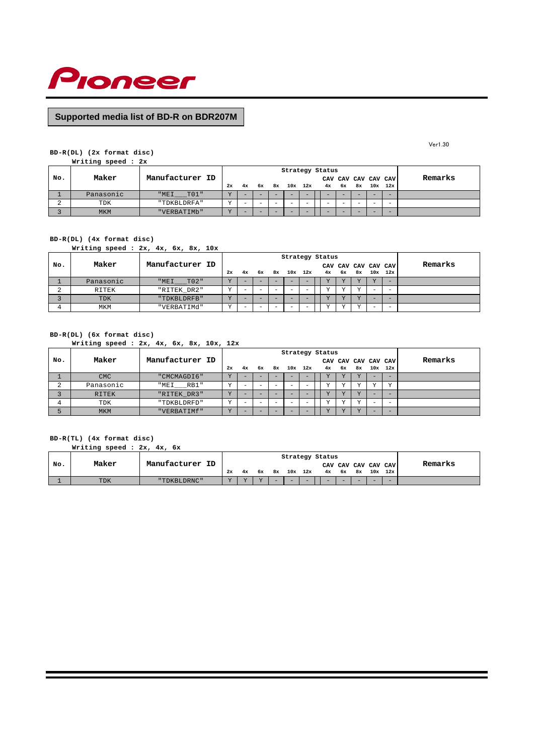Pioneer

## Supported media list of BD-R on BDR207M

Ver1.30

**BD-R(DL) (2x format disc)**
Writing speed : 2x

| No. | Maker | Manufacturer ID | Strategy Status 2x | 4x | 6x | 8x | 10x | 12x | CAV 4x | CAV 6x | CAV 8x | CAV 10x | CAV 12x | Remarks |
|---|---|---|---|---|---|---|---|---|---|---|---|---|---|---|
| 1 | Panasonic | "MEI___T01" | Y | - | - | - | - | - | - | - | - | - | - | |
| 2 | TDK | "TDKBLDRFA" | Y | - | - | - | - | - | - | - | - | - | - | |
| 3 | MKM | "VERBATIMb" | Y | - | - | - | - | - | - | - | - | - | - | |

**BD-R(DL) (4x format disc)**
Writing speed : 2x, 4x, 6x, 8x, 10x

| No. | Maker | Manufacturer ID | Strategy Status 2x | 4x | 6x | 8x | 10x | 12x | CAV 4x | CAV 6x | CAV 8x | CAV 10x | CAV 12x | Remarks |
|---|---|---|---|---|---|---|---|---|---|---|---|---|---|---|
| 1 | Panasonic | "MEI___T02" | Y | - | - | - | - | - | Y | Y | Y | Y | - | |
| 2 | RITEK | "RITEK_DR2" | Y | - | - | - | - | - | Y | Y | Y | - | - | |
| 3 | TDK | "TDKBLDRFB" | Y | - | - | - | - | - | Y | Y | Y | - | - | |
| 4 | MKM | "VERBATIMd" | Y | - | - | - | - | - | Y | Y | Y | - | - | |

**BD-R(DL) (6x format disc)**
Writing speed : 2x, 4x, 6x, 8x, 10x, 12x

| No. | Maker | Manufacturer ID | Strategy Status 2x | 4x | 6x | 8x | 10x | 12x | CAV 4x | CAV 6x | CAV 8x | CAV 10x | CAV 12x | Remarks |
|---|---|---|---|---|---|---|---|---|---|---|---|---|---|---|
| 1 | CMC | "CMCMAGDI6" | Y | - | - | - | - | - | Y | Y | Y | - | - | |
| 2 | Panasonic | "MEI___RB1" | Y | - | - | - | - | - | Y | Y | Y | Y | Y | |
| 3 | RITEK | "RITEK_DR3" | Y | - | - | - | - | - | Y | Y | Y | - | - | |
| 4 | TDK | "TDKBLDRFD" | Y | - | - | - | - | - | Y | Y | Y | - | - | |
| 5 | MKM | "VERBATIMf" | Y | - | - | - | - | - | Y | Y | Y | - | - | |

**BD-R(TL) (4x format disc)**
Writing speed : 2x, 4x, 6x

| No. | Maker | Manufacturer ID | Strategy Status 2x | 4x | 6x | 8x | 10x | 12x | CAV 4x | CAV 6x | CAV 8x | CAV 10x | CAV 12x | Remarks |
|---|---|---|---|---|---|---|---|---|---|---|---|---|---|---|
| 1 | TDK | "TDKBLDRNC" | Y | Y | Y | - | - | - | - | - | - | - | - | |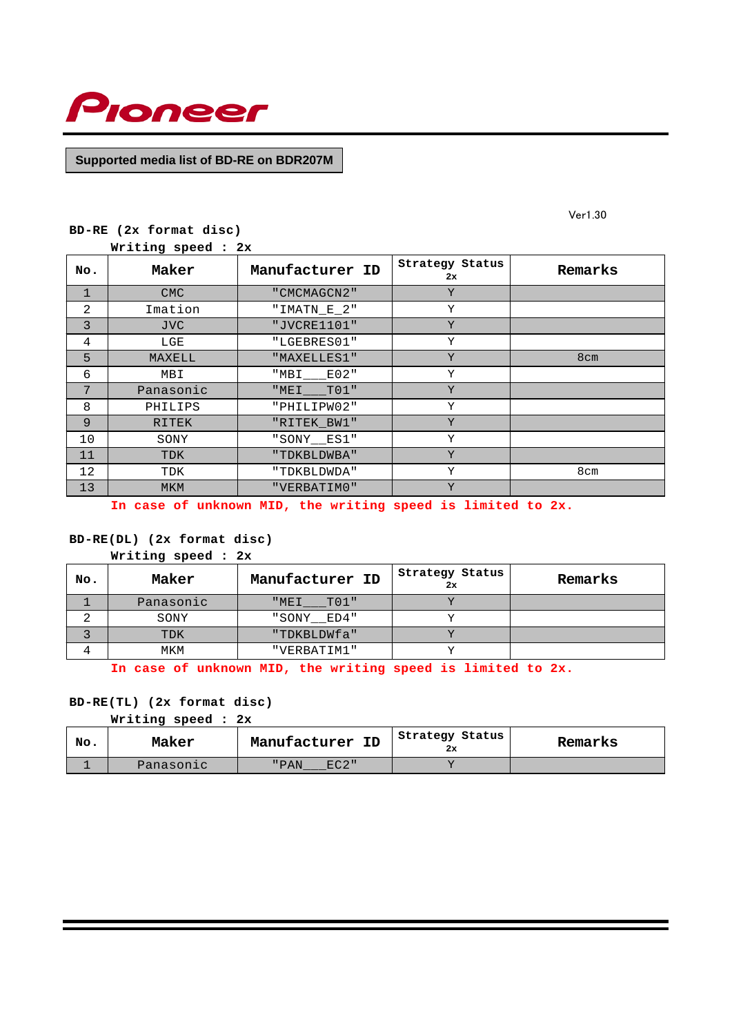Pioneer

**Supported media list of BD-RE on BDR207M**

Ver1.30

**BD-RE (2x format disc)**

**Writing speed : 2x**

| No. | Maker | Manufacturer ID | Strategy Status 2x | Remarks |
|---|---|---|---|---|
| 1 | CMC | "CMCMAGCN2" | Y | |
| 2 | Imation | "IMATN_E_2" | Y | |
| 3 | JVC | "JVCRE1101" | Y | |
| 4 | LGE | "LGEBRES01" | Y | |
| 5 | MAXELL | "MAXELLES1" | Y | 8cm |
| 6 | MBI | "MBI___E02" | Y | |
| 7 | Panasonic | "MEI___T01" | Y | |
| 8 | PHILIPS | "PHILIPW02" | Y | |
| 9 | RITEK | "RITEK_BW1" | Y | |
| 10 | SONY | "SONY__ES1" | Y | |
| 11 | TDK | "TDKBLDWBA" | Y | |
| 12 | TDK | "TDKBLDWDA" | Y | 8cm |
| 13 | MKM | "VERBATIM0" | Y | |

In case of unknown MID, the writing speed is limited to 2x.

**BD-RE(DL) (2x format disc)**

**Writing speed : 2x**

| No. | Maker | Manufacturer ID | Strategy Status 2x | Remarks |
|---|---|---|---|---|
| 1 | Panasonic | "MEI___T01" | Y | |
| 2 | SONY | "SONY__ED4" | Y | |
| 3 | TDK | "TDKBLDWfa" | Y | |
| 4 | MKM | "VERBATIM1" | Y | |

In case of unknown MID, the writing speed is limited to 2x.

**BD-RE(TL) (2x format disc)**

**Writing speed : 2x**

| No. | Maker | Manufacturer ID | Strategy Status 2x | Remarks |
|---|---|---|---|---|
| 1 | Panasonic | "PAN___EC2" | Y | |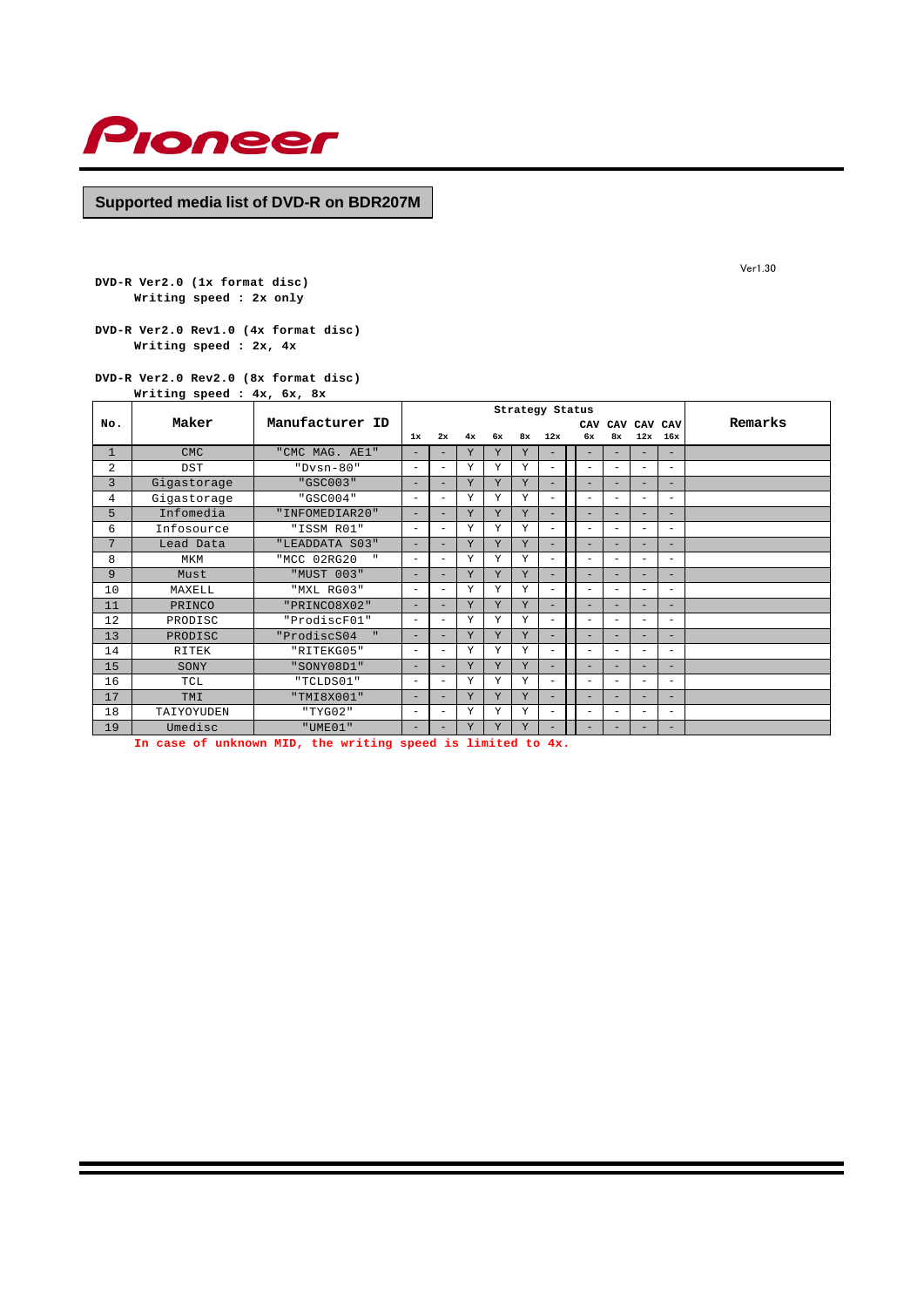Pioneer

## Supported media list of DVD-R on BDR207M

Ver1.30

**DVD-R Ver2.0 (1x format disc)**
**Writing speed : 2x only**

**DVD-R Ver2.0 Rev1.0 (4x format disc)**
**Writing speed : 2x, 4x**

**DVD-R Ver2.0 Rev2.0 (8x format disc)**
**Writing speed : 4x, 6x, 8x**

| No. | Maker | Manufacturer ID | Strategy Status | | | | | | | | | | Remarks |
|---|---|---|---|---|---|---|---|---|---|---|---|---|---|
| | | | 1x | 2x | 4x | 6x | 8x | 12x | CAV 6x | CAV 8x | CAV 12x | CAV 16x | |
| 1 | CMC | "CMC MAG. AE1" | - | - | Y | Y | Y | - | - | - | - | - | |
| 2 | DST | "Dvsn-80" | - | - | Y | Y | Y | - | - | - | - | - | |
| 3 | Gigastorage | "GSC003" | - | - | Y | Y | Y | - | - | - | - | - | |
| 4 | Gigastorage | "GSC004" | - | - | Y | Y | Y | - | - | - | - | - | |
| 5 | Infomedia | "INFOMEDIAR20" | - | - | Y | Y | Y | - | - | - | - | - | |
| 6 | Infosource | "ISSM R01" | - | - | Y | Y | Y | - | - | - | - | - | |
| 7 | Lead Data | "LEADDATA S03" | - | - | Y | Y | Y | - | - | - | - | - | |
| 8 | MKM | "MCC 02RG20 " | - | - | Y | Y | Y | - | - | - | - | - | |
| 9 | Must | "MUST 003" | - | - | Y | Y | Y | - | - | - | - | - | |
| 10 | MAXELL | "MXL RG03" | - | - | Y | Y | Y | - | - | - | - | - | |
| 11 | PRINCO | "PRINCO8X02" | - | - | Y | Y | Y | - | - | - | - | - | |
| 12 | PRODISC | "ProdiscF01" | - | - | Y | Y | Y | - | - | - | - | - | |
| 13 | PRODISC | "ProdiscS04 " | - | - | Y | Y | Y | - | - | - | - | - | |
| 14 | RITEK | "RITEKG05" | - | - | Y | Y | Y | - | - | - | - | - | |
| 15 | SONY | "SONY08D1" | - | - | Y | Y | Y | - | - | - | - | - | |
| 16 | TCL | "TCLDS01" | - | - | Y | Y | Y | - | - | - | - | - | |
| 17 | TMI | "TMI8X001" | - | - | Y | Y | Y | - | - | - | - | - | |
| 18 | TAIYOYUDEN | "TYG02" | - | - | Y | Y | Y | - | - | - | - | - | |
| 19 | Umedisc | "UME01" | - | - | Y | Y | Y | - | - | - | - | - | |

In case of unknown MID, the writing speed is limited to 4x.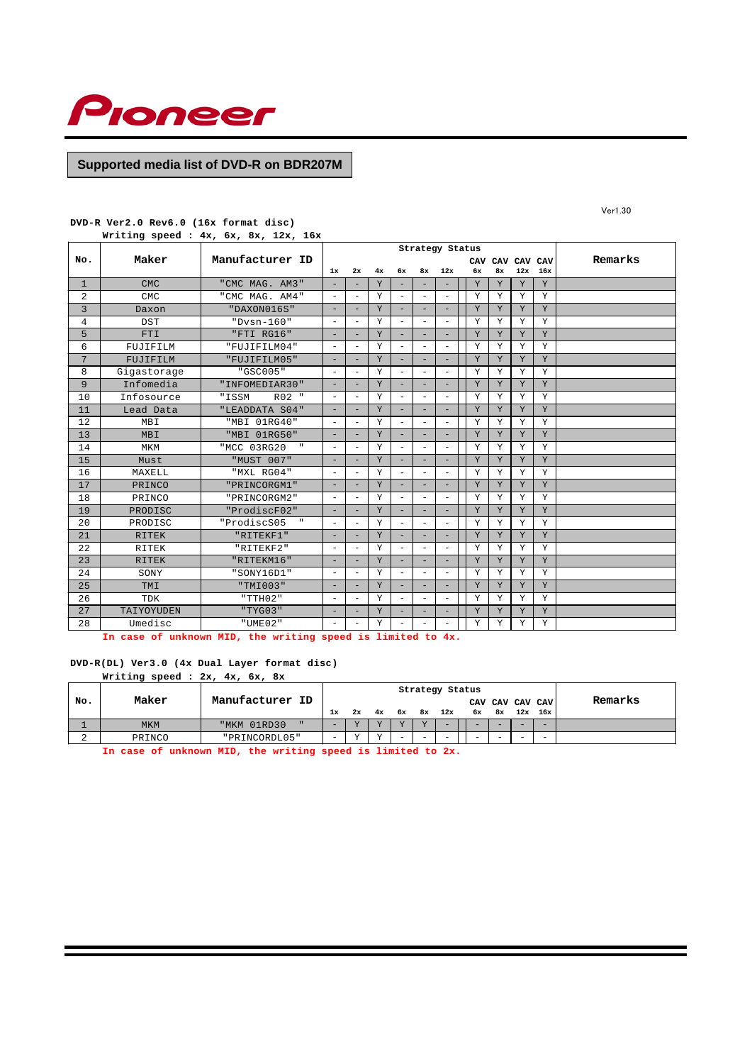Pioneer

## Supported media list of DVD-R on BDR207M

Ver1.30

**DVD-R Ver2.0 Rev6.0 (16x format disc)**
Writing speed : 4x, 6x, 8x, 12x, 16x

| No. | Maker | Manufacturer ID | Strategy Status | | | | | | | | | | | Remarks |
|---|---|---|---|---|---|---|---|---|---|---|---|---|---|---|
| | | | 1x | 2x | 4x | 6x | 8x | 12x | | CAV 6x | CAV 8x | CAV 12x | CAV 16x | |
| 1 | CMC | "CMC MAG. AM3" | - | - | Y | - | - | - | | Y | Y | Y | Y | |
| 2 | CMC | "CMC MAG. AM4" | - | - | Y | - | - | - | | Y | Y | Y | Y | |
| 3 | Daxon | "DAXON016S" | - | - | Y | - | - | - | | Y | Y | Y | Y | |
| 4 | DST | "Dvsn-160" | - | - | Y | - | - | - | | Y | Y | Y | Y | |
| 5 | FTI | "FTI RG16" | - | - | Y | - | - | - | | Y | Y | Y | Y | |
| 6 | FUJIFILM | "FUJIFILM04" | - | - | Y | - | - | - | | Y | Y | Y | Y | |
| 7 | FUJIFILM | "FUJIFILM05" | - | - | Y | - | - | - | | Y | Y | Y | Y | |
| 8 | Gigastorage | "GSC005" | - | - | Y | - | - | - | | Y | Y | Y | Y | |
| 9 | Infomedia | "INFOMEDIAR30" | - | - | Y | - | - | - | | Y | Y | Y | Y | |
| 10 | Infosource | "ISSM R02 " | - | - | Y | - | - | - | | Y | Y | Y | Y | |
| 11 | Lead Data | "LEADDATA S04" | - | - | Y | - | - | - | | Y | Y | Y | Y | |
| 12 | MBI | "MBI 01RG40" | - | - | Y | - | - | - | | Y | Y | Y | Y | |
| 13 | MBI | "MBI 01RG50" | - | - | Y | - | - | - | | Y | Y | Y | Y | |
| 14 | MKM | "MCC 03RG20 " | - | - | Y | - | - | - | | Y | Y | Y | Y | |
| 15 | Must | "MUST 007" | - | - | Y | - | - | - | | Y | Y | Y | Y | |
| 16 | MAXELL | "MXL RG04" | - | - | Y | - | - | - | | Y | Y | Y | Y | |
| 17 | PRINCO | "PRINCORGM1" | - | - | Y | - | - | - | | Y | Y | Y | Y | |
| 18 | PRINCO | "PRINCORGM2" | - | - | Y | - | - | - | | Y | Y | Y | Y | |
| 19 | PRODISC | "ProdiscF02" | - | - | Y | - | - | - | | Y | Y | Y | Y | |
| 20 | PRODISC | "ProdiscS05 " | - | - | Y | - | - | - | | Y | Y | Y | Y | |
| 21 | RITEK | "RITEKF1" | - | - | Y | - | - | - | | Y | Y | Y | Y | |
| 22 | RITEK | "RITEKF2" | - | - | Y | - | - | - | | Y | Y | Y | Y | |
| 23 | RITEK | "RITEKM16" | - | - | Y | - | - | - | | Y | Y | Y | Y | |
| 24 | SONY | "SONY16D1" | - | - | Y | - | - | - | | Y | Y | Y | Y | |
| 25 | TMI | "TMI003" | - | - | Y | - | - | - | | Y | Y | Y | Y | |
| 26 | TDK | "TTH02" | - | - | Y | - | - | - | | Y | Y | Y | Y | |
| 27 | TAIYOYUDEN | "TYG03" | - | - | Y | - | - | - | | Y | Y | Y | Y | |
| 28 | Umedisc | "UME02" | - | - | Y | - | - | - | | Y | Y | Y | Y | |

In case of unknown MID, the writing speed is limited to 4x.

**DVD-R(DL) Ver3.0 (4x Dual Layer format disc)**
Writing speed : 2x, 4x, 6x, 8x

| No. | Maker | Manufacturer ID | Strategy Status | | | | | | | | | | | Remarks |
|---|---|---|---|---|---|---|---|---|---|---|---|---|---|---|
| | | | 1x | 2x | 4x | 6x | 8x | 12x | | CAV 6x | CAV 8x | CAV 12x | CAV 16x | |
| 1 | MKM | "MKM 01RD30 " | - | Y | Y | Y | Y | - | | - | - | - | - | |
| 2 | PRINCO | "PRINCORDL05" | - | Y | Y | - | - | - | | - | - | - | - | |

In case of unknown MID, the writing speed is limited to 2x.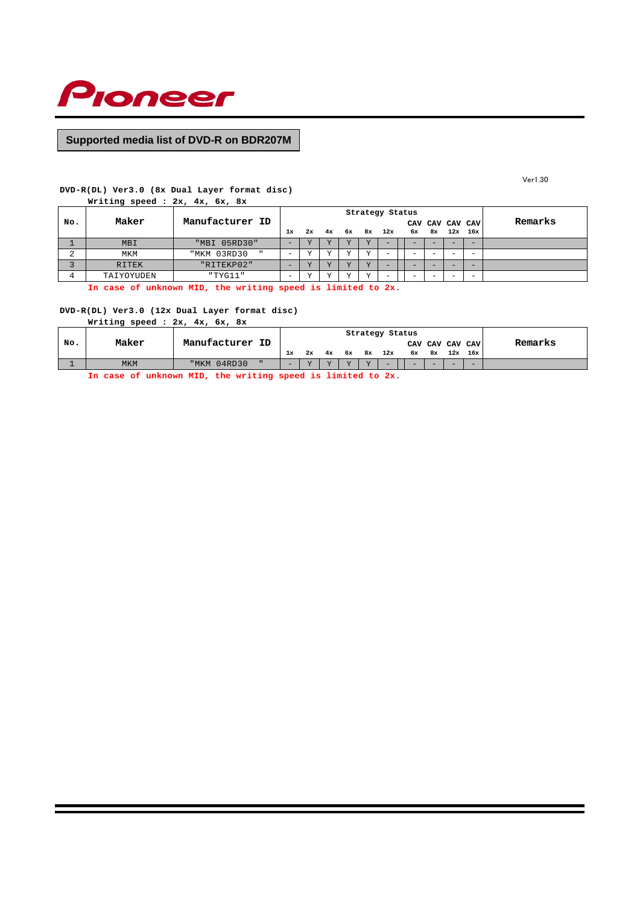Pioneer

## Supported media list of DVD-R on BDR207M

Ver1.30

**DVD-R(DL) Ver3.0 (8x Dual Layer format disc)**
**Writing speed : 2x, 4x, 6x, 8x**

| No. | Maker | Manufacturer ID | Strategy Status 1x | 2x | 4x | 6x | 8x | 12x | | CAV 6x | CAV 8x | CAV 12x | CAV 16x | Remarks |
|---|---|---|---|---|---|---|---|---|---|---|---|---|---|---|
| 1 | MBI | "MBI 05RD30" | - | Y | Y | Y | Y | - | | - | - | - | - | |
| 2 | MKM | "MKM 03RD30 " | - | Y | Y | Y | Y | - | | - | - | - | - | |
| 3 | RITEK | "RITEKP02" | - | Y | Y | Y | Y | - | | - | - | - | - | |
| 4 | TAIYOYUDEN | "TYG11" | - | Y | Y | Y | Y | - | | - | - | - | - | |

In case of unknown MID, the writing speed is limited to 2x.

**DVD-R(DL) Ver3.0 (12x Dual Layer format disc)**
**Writing speed : 2x, 4x, 6x, 8x**

| No. | Maker | Manufacturer ID | Strategy Status 1x | 2x | 4x | 6x | 8x | 12x | | CAV 6x | CAV 8x | CAV 12x | CAV 16x | Remarks |
|---|---|---|---|---|---|---|---|---|---|---|---|---|---|---|
| 1 | MKM | "MKM 04RD30 " | - | Y | Y | Y | Y | - | | - | - | - | - | |

In case of unknown MID, the writing speed is limited to 2x.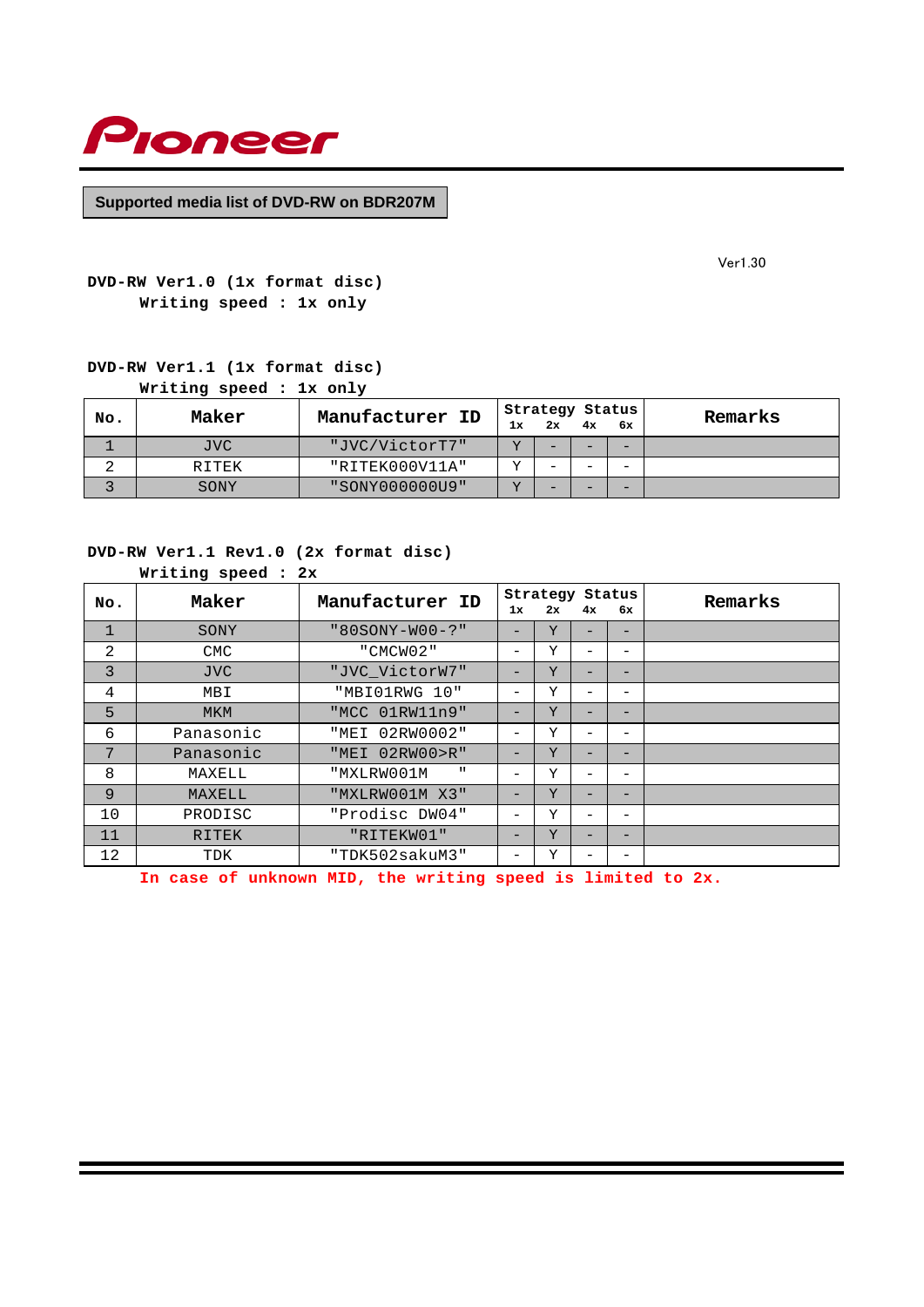Pioneer

## Supported media list of DVD-RW on BDR207M

Ver1.30

**DVD-RW Ver1.0 (1x format disc)**

**Writing speed : 1x only**

**DVD-RW Ver1.1 (1x format disc)**

**Writing speed : 1x only**

| No. | Maker | Manufacturer ID | Strategy Status 1x | 2x | 4x | 6x | Remarks |
|---|---|---|---|---|---|---|---|
| 1 | JVC | "JVC/VictorT7" | Y | - | - | - | |
| 2 | RITEK | "RITEK000V11A" | Y | - | - | - | |
| 3 | SONY | "SONY000000U9" | Y | - | - | - | |

**DVD-RW Ver1.1 Rev1.0 (2x format disc)**

**Writing speed : 2x**

| No. | Maker | Manufacturer ID | Strategy Status 1x | 2x | 4x | 6x | Remarks |
|---|---|---|---|---|---|---|---|
| 1 | SONY | "80SONY-W00-?" | - | Y | - | - | |
| 2 | CMC | "CMCW02" | - | Y | - | - | |
| 3 | JVC | "JVC_VictorW7" | - | Y | - | - | |
| 4 | MBI | "MBI01RWG 10" | - | Y | - | - | |
| 5 | MKM | "MCC 01RW11n9" | - | Y | - | - | |
| 6 | Panasonic | "MEI 02RW0002" | - | Y | - | - | |
| 7 | Panasonic | "MEI 02RW00>R" | - | Y | - | - | |
| 8 | MAXELL | "MXLRW001M " | - | Y | - | - | |
| 9 | MAXELL | "MXLRW001M X3" | - | Y | - | - | |
| 10 | PRODISC | "Prodisc DW04" | - | Y | - | - | |
| 11 | RITEK | "RITEKW01" | - | Y | - | - | |
| 12 | TDK | "TDK502sakuM3" | - | Y | - | - | |

**In case of unknown MID, the writing speed is limited to 2x.**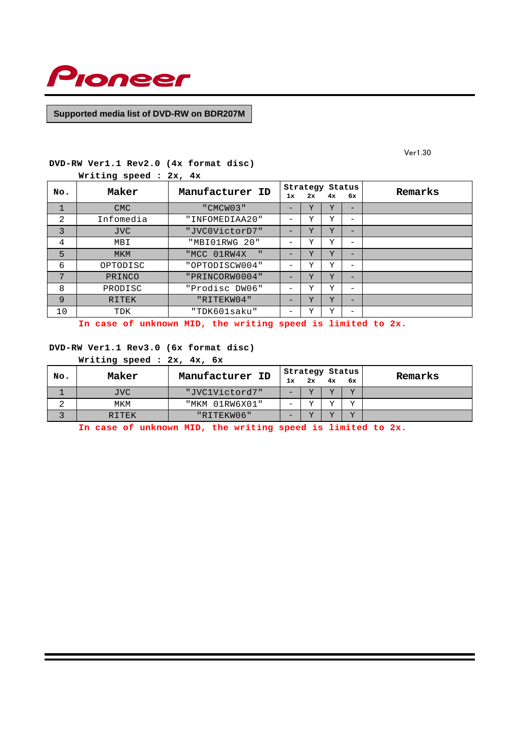Pioneer

**Supported media list of DVD-RW on BDR207M**

Ver1.30

**DVD-RW Ver1.1 Rev2.0 (4x format disc)**

**Writing speed : 2x, 4x**

| No. | Maker | Manufacturer ID | Strategy Status 1x | 2x | 4x | 6x | Remarks |
|---|---|---|---|---|---|---|---|
| 1 | CMC | "CMCW03" | - | Y | Y | - | |
| 2 | Infomedia | "INFOMEDIAA20" | - | Y | Y | - | |
| 3 | JVC | "JVC0VictorD7" | - | Y | Y | - | |
| 4 | MBI | "MBI01RWG 20" | - | Y | Y | - | |
| 5 | MKM | "MCC 01RW4X " | - | Y | Y | - | |
| 6 | OPTODISC | "OPTODISCW004" | - | Y | Y | - | |
| 7 | PRINCO | "PRINCORW0004" | - | Y | Y | - | |
| 8 | PRODISC | "Prodisc DW06" | - | Y | Y | - | |
| 9 | RITEK | "RITEKW04" | - | Y | Y | - | |
| 10 | TDK | "TDK601saku" | - | Y | Y | - | |

In case of unknown MID, the writing speed is limited to 2x.

**DVD-RW Ver1.1 Rev3.0 (6x format disc)**

**Writing speed : 2x, 4x, 6x**

| No. | Maker | Manufacturer ID | Strategy Status 1x | 2x | 4x | 6x | Remarks |
|---|---|---|---|---|---|---|---|
| 1 | JVC | "JVC1Victord7" | - | Y | Y | Y | |
| 2 | MKM | "MKM 01RW6X01" | - | Y | Y | Y | |
| 3 | RITEK | "RITEKW06" | - | Y | Y | Y | |

In case of unknown MID, the writing speed is limited to 2x.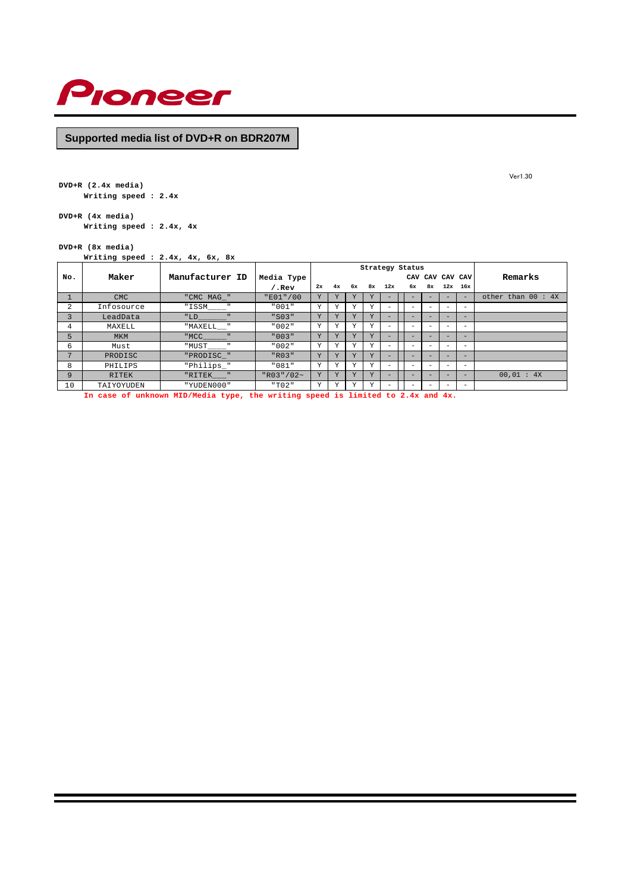Pioneer

## Supported media list of DVD+R on BDR207M

Ver1.30

**DVD+R (2.4x media)**
 **Writing speed : 2.4x**

**DVD+R (4x media)**
 **Writing speed : 2.4x, 4x**

**DVD+R (8x media)**
 **Writing speed : 2.4x, 4x, 6x, 8x**

| No. | Maker | Manufacturer ID | Media Type /.Rev | Strategy Status 2x | 4x | 6x | 8x | 12x | | CAV 6x | CAV 8x | CAV 12x | CAV 16x | Remarks |
|---|---|---|---|---|---|---|---|---|---|---|---|---|---|---|
| 1 | CMC | "CMC MAG_" | "E01"/00 | Y | Y | Y | Y | - | | - | - | - | - | other than 00 : 4X |
| 2 | Infosource | "ISSM____" | "001" | Y | Y | Y | Y | - | | - | - | - | - | |
| 3 | LeadData | "LD______" | "S03" | Y | Y | Y | Y | - | | - | - | - | - | |
| 4 | MAXELL | "MAXELL__" | "002" | Y | Y | Y | Y | - | | - | - | - | - | |
| 5 | MKM | "MCC_____" | "003" | Y | Y | Y | Y | - | | - | - | - | - | |
| 6 | Must | "MUST____" | "002" | Y | Y | Y | Y | - | | - | - | - | - | |
| 7 | PRODISC | "PRODISC_" | "R03" | Y | Y | Y | Y | - | | - | - | - | - | |
| 8 | PHILIPS | "Philips_" | "081" | Y | Y | Y | Y | - | | - | - | - | - | |
| 9 | RITEK | "RITEK___" | "R03"/02~ | Y | Y | Y | Y | - | | - | - | - | - | 00,01 : 4X |
| 10 | TAIYOYUDEN | "YUDEN000" | "T02" | Y | Y | Y | Y | - | | - | - | - | - | |

In case of unknown MID/Media type, the writing speed is limited to 2.4x and 4x.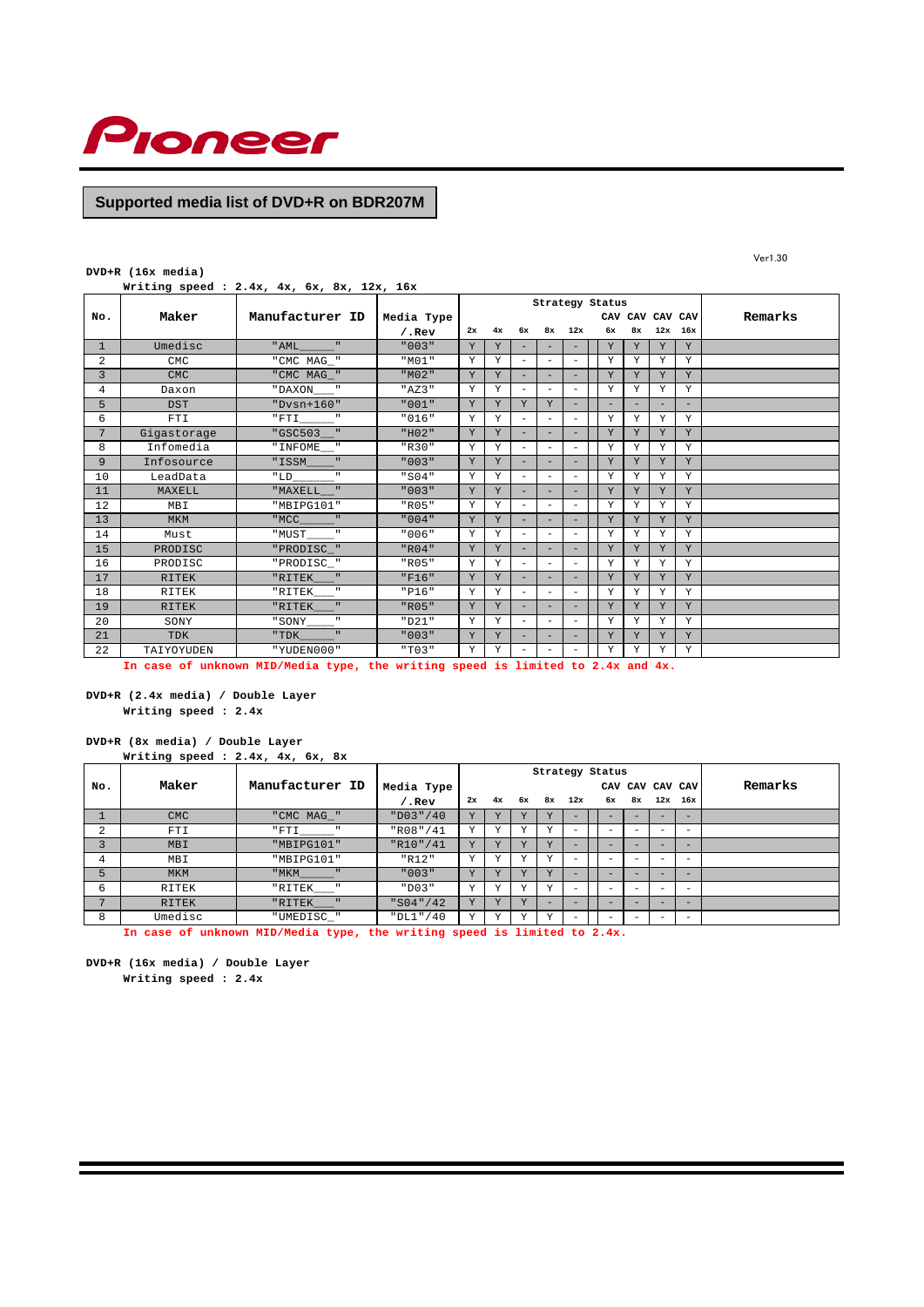Pioneer

## Supported media list of DVD+R on BDR207M

Ver1.30

**DVD+R (16x media)**

**Writing speed : 2.4x, 4x, 6x, 8x, 12x, 16x**

| No. | Maker | Manufacturer ID | Media Type /.Rev | Strategy Status 2x | 4x | 6x | 8x | 12x | CAV 6x | CAV 8x | CAV 12x | CAV 16x | Remarks |
|---|---|---|---|---|---|---|---|---|---|---|---|---|---|
| 1 | Umedisc | "AML_____" | "003" | Y | Y | - | - | - | Y | Y | Y | Y | |
| 2 | CMC | "CMC MAG_" | "M01" | Y | Y | - | - | - | Y | Y | Y | Y | |
| 3 | CMC | "CMC MAG_" | "M02" | Y | Y | - | - | - | Y | Y | Y | Y | |
| 4 | Daxon | "DAXON__" | "AZ3" | Y | Y | - | - | - | Y | Y | Y | Y | |
| 5 | DST | "Dvsn+160" | "001" | Y | Y | Y | Y | - | - | - | - | - | |
| 6 | FTI | "FTI_____" | "016" | Y | Y | - | - | - | Y | Y | Y | Y | |
| 7 | Gigastorage | "GSC503__" | "H02" | Y | Y | - | - | - | Y | Y | Y | Y | |
| 8 | Infomedia | "INFOME__" | "R30" | Y | Y | - | - | - | Y | Y | Y | Y | |
| 9 | Infosource | "ISSM____" | "003" | Y | Y | - | - | - | Y | Y | Y | Y | |
| 10 | LeadData | "LD______" | "S04" | Y | Y | - | - | - | Y | Y | Y | Y | |
| 11 | MAXELL | "MAXELL__" | "003" | Y | Y | - | - | - | Y | Y | Y | Y | |
| 12 | MBI | "MBIPG101" | "R05" | Y | Y | - | - | - | Y | Y | Y | Y | |
| 13 | MKM | "MCC_____" | "004" | Y | Y | - | - | - | Y | Y | Y | Y | |
| 14 | Must | "MUST____" | "006" | Y | Y | - | - | - | Y | Y | Y | Y | |
| 15 | PRODISC | "PRODISC_" | "R04" | Y | Y | - | - | - | Y | Y | Y | Y | |
| 16 | PRODISC | "PRODISC_" | "R05" | Y | Y | - | - | - | Y | Y | Y | Y | |
| 17 | RITEK | "RITEK___" | "F16" | Y | Y | - | - | - | Y | Y | Y | Y | |
| 18 | RITEK | "RITEK___" | "P16" | Y | Y | - | - | - | Y | Y | Y | Y | |
| 19 | RITEK | "RITEK___" | "R05" | Y | Y | - | - | - | Y | Y | Y | Y | |
| 20 | SONY | "SONY____" | "D21" | Y | Y | - | - | - | Y | Y | Y | Y | |
| 21 | TDK | "TDK_____" | "003" | Y | Y | - | - | - | Y | Y | Y | Y | |
| 22 | TAIYOYUDEN | "YUDEN000" | "T03" | Y | Y | - | - | - | Y | Y | Y | Y | |

In case of unknown MID/Media type, the writing speed is limited to 2.4x and 4x.

**DVD+R (2.4x media) / Double Layer**

**Writing speed : 2.4x**

**DVD+R (8x media) / Double Layer**

**Writing speed : 2.4x, 4x, 6x, 8x**

| No. | Maker | Manufacturer ID | Media Type /.Rev | Strategy Status 2x | 4x | 6x | 8x | 12x | CAV 6x | CAV 8x | CAV 12x | CAV 16x | Remarks |
|---|---|---|---|---|---|---|---|---|---|---|---|---|---|
| 1 | CMC | "CMC MAG_" | "D03"/40 | Y | Y | Y | Y | - | - | - | - | - | |
| 2 | FTI | "FTI_____" | "R08"/41 | Y | Y | Y | Y | - | - | - | - | - | |
| 3 | MBI | "MBIPG101" | "R10"/41 | Y | Y | Y | Y | - | - | - | - | - | |
| 4 | MBI | "MBIPG101" | "R12" | Y | Y | Y | Y | - | - | - | - | - | |
| 5 | MKM | "MKM_____" | "003" | Y | Y | Y | Y | - | - | - | - | - | |
| 6 | RITEK | "RITEK___" | "D03" | Y | Y | Y | Y | - | - | - | - | - | |
| 7 | RITEK | "RITEK___" | "S04"/42 | Y | Y | Y | - | - | - | - | - | - | |
| 8 | Umedisc | "UMEDISC_" | "DL1"/40 | Y | Y | Y | Y | - | - | - | - | - | |

In case of unknown MID/Media type, the writing speed is limited to 2.4x.

**DVD+R (16x media) / Double Layer**

**Writing speed : 2.4x**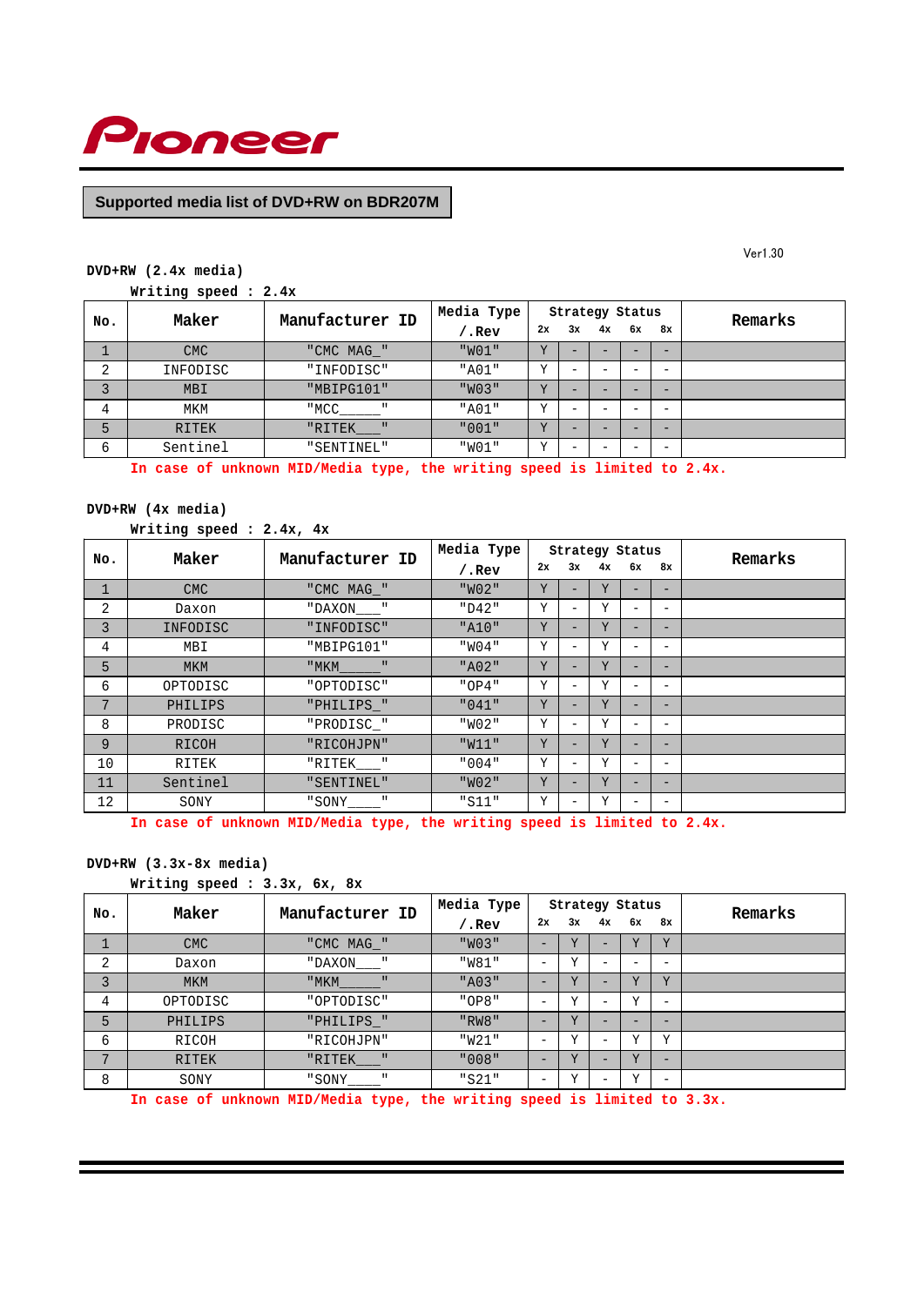Pioneer

## Supported media list of DVD+RW on BDR207M

Ver1.30

### DVD+RW (2.4x media)

Writing speed : 2.4x

| No. | Maker | Manufacturer ID | Media Type /.Rev | Strategy Status 2x | 3x | 4x | 6x | 8x | Remarks |
|---|---|---|---|---|---|---|---|---|---|
| 1 | CMC | "CMC MAG_" | "W01" | Y | - | - | - | - | |
| 2 | INFODISC | "INFODISC" | "A01" | Y | - | - | - | - | |
| 3 | MBI | "MBIPG101" | "W03" | Y | - | - | - | - | |
| 4 | MKM | "MCC_____" | "A01" | Y | - | - | - | - | |
| 5 | RITEK | "RITEK___" | "001" | Y | - | - | - | - | |
| 6 | Sentinel | "SENTINEL" | "W01" | Y | - | - | - | - | |

In case of unknown MID/Media type, the writing speed is limited to 2.4x.

### DVD+RW (4x media)

Writing speed : 2.4x, 4x

| No. | Maker | Manufacturer ID | Media Type /.Rev | Strategy Status 2x | 3x | 4x | 6x | 8x | Remarks |
|---|---|---|---|---|---|---|---|---|---|
| 1 | CMC | "CMC MAG_" | "W02" | Y | - | Y | - | - | |
| 2 | Daxon | "DAXON___" | "D42" | Y | - | Y | - | - | |
| 3 | INFODISC | "INFODISC" | "A10" | Y | - | Y | - | - | |
| 4 | MBI | "MBIPG101" | "W04" | Y | - | Y | - | - | |
| 5 | MKM | "MKM_____" | "A02" | Y | - | Y | - | - | |
| 6 | OPTODISC | "OPTODISC" | "OP4" | Y | - | Y | - | - | |
| 7 | PHILIPS | "PHILIPS_" | "041" | Y | - | Y | - | - | |
| 8 | PRODISC | "PRODISC_" | "W02" | Y | - | Y | - | - | |
| 9 | RICOH | "RICOHJPN" | "W11" | Y | - | Y | - | - | |
| 10 | RITEK | "RITEK___" | "004" | Y | - | Y | - | - | |
| 11 | Sentinel | "SENTINEL" | "W02" | Y | - | Y | - | - | |
| 12 | SONY | "SONY____" | "S11" | Y | - | Y | - | - | |

In case of unknown MID/Media type, the writing speed is limited to 2.4x.

### DVD+RW (3.3x-8x media)

Writing speed : 3.3x, 6x, 8x

| No. | Maker | Manufacturer ID | Media Type /.Rev | Strategy Status 2x | 3x | 4x | 6x | 8x | Remarks |
|---|---|---|---|---|---|---|---|---|---|
| 1 | CMC | "CMC MAG_" | "W03" | - | Y | - | Y | Y | |
| 2 | Daxon | "DAXON___" | "W81" | - | Y | - | - | - | |
| 3 | MKM | "MKM_____" | "A03" | - | Y | - | Y | Y | |
| 4 | OPTODISC | "OPTODISC" | "OP8" | - | Y | - | Y | - | |
| 5 | PHILIPS | "PHILIPS_" | "RW8" | - | Y | - | - | - | |
| 6 | RICOH | "RICOHJPN" | "W21" | - | Y | - | Y | Y | |
| 7 | RITEK | "RITEK___" | "008" | - | Y | - | Y | - | |
| 8 | SONY | "SONY____" | "S21" | - | Y | - | Y | - | |

In case of unknown MID/Media type, the writing speed is limited to 3.3x.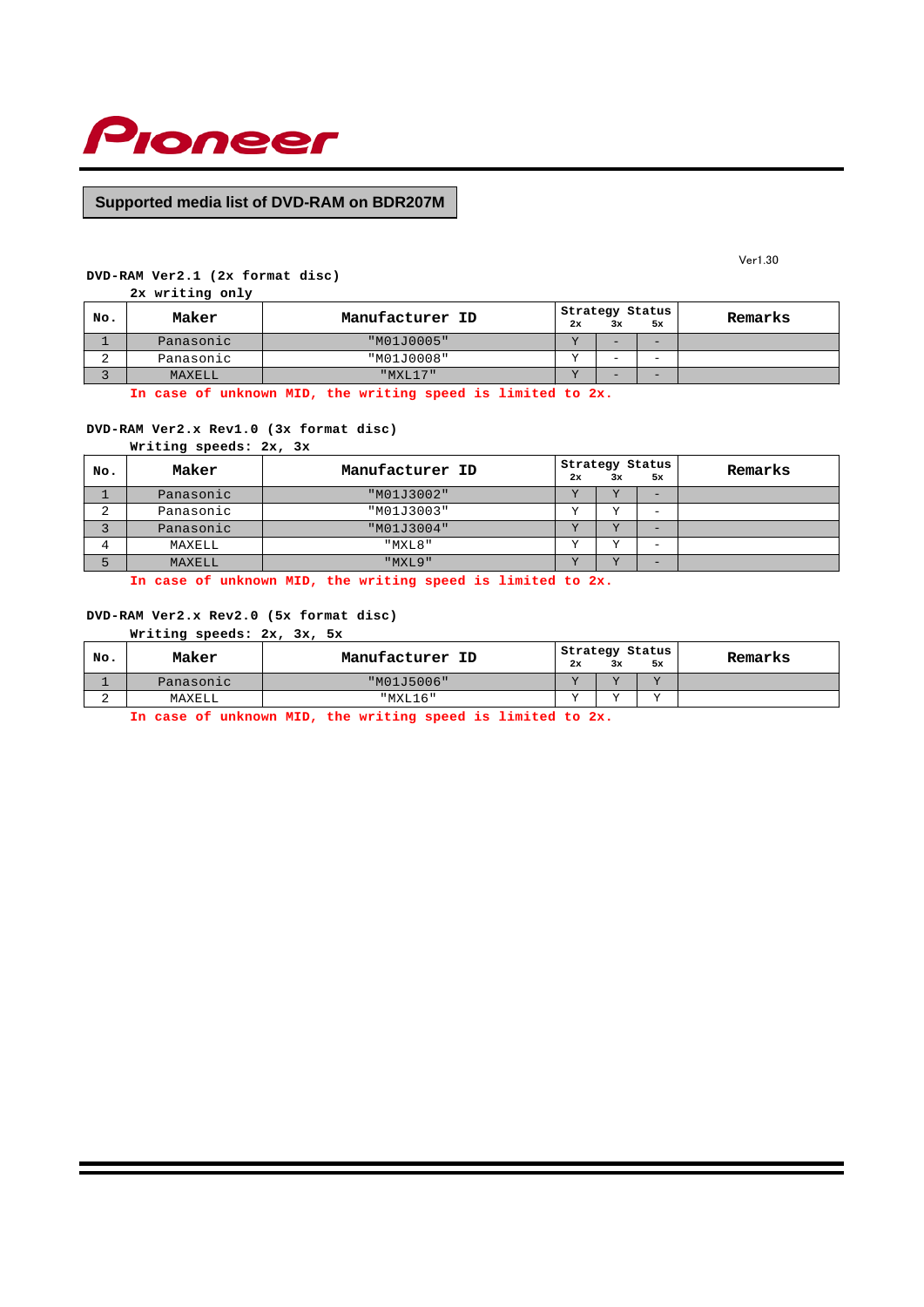Pioneer

# Supported media list of DVD-RAM on BDR207M

Ver1.30

**DVD-RAM Ver2.1 (2x format disc)**

2x writing only

| No. | Maker | Manufacturer ID | Strategy Status 2x | 3x | 5x | Remarks |
|---|---|---|---|---|---|---|
| 1 | Panasonic | "M01J0005" | Y | - | - | |
| 2 | Panasonic | "M01J0008" | Y | - | - | |
| 3 | MAXELL | "MXL17" | Y | - | - | |

In case of unknown MID, the writing speed is limited to 2x.

**DVD-RAM Ver2.x Rev1.0 (3x format disc)**

Writing speeds: 2x, 3x

| No. | Maker | Manufacturer ID | Strategy Status 2x | 3x | 5x | Remarks |
|---|---|---|---|---|---|---|
| 1 | Panasonic | "M01J3002" | Y | Y | - | |
| 2 | Panasonic | "M01J3003" | Y | Y | - | |
| 3 | Panasonic | "M01J3004" | Y | Y | - | |
| 4 | MAXELL | "MXL8" | Y | Y | - | |
| 5 | MAXELL | "MXL9" | Y | Y | - | |

In case of unknown MID, the writing speed is limited to 2x.

**DVD-RAM Ver2.x Rev2.0 (5x format disc)**

Writing speeds: 2x, 3x, 5x

| No. | Maker | Manufacturer ID | Strategy Status 2x | 3x | 5x | Remarks |
|---|---|---|---|---|---|---|
| 1 | Panasonic | "M01J5006" | Y | Y | Y | |
| 2 | MAXELL | "MXL16" | Y | Y | Y | |

In case of unknown MID, the writing speed is limited to 2x.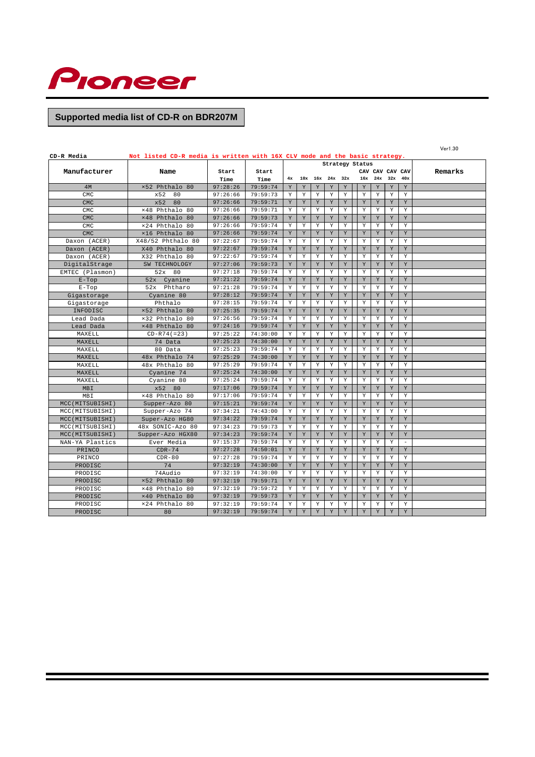Pioneer

## Supported media list of CD-R on BDR207M

Ver1.30

**CD-R Media** Not listed CD-R media is written with 16X CLV mode and the basic strategy.

| Manufacturer | Name | Start Time | Start Time | Strategy Status | | | | | | | | | Remarks |
|---|---|---|---|---|---|---|---|---|---|---|---|---|---|
| | | | | 4x | 10x | 16x | 24x | 32x | CAV 16x | CAV 24x | CAV 32x | CAV 40x | |
| 4M | ×52 Phthalo 80 | 97:28:26 | 79:59:74 | Y | Y | Y | Y | Y | Y | Y | Y | Y | |
| CMC | x52 80 | 97:26:66 | 79:59:73 | Y | Y | Y | Y | Y | Y | Y | Y | Y | |
| CMC | x52 80 | 97:26:66 | 79:59:71 | Y | Y | Y | Y | Y | Y | Y | Y | Y | |
| CMC | ×48 Phthalo 80 | 97:26:66 | 79:59:71 | Y | Y | Y | Y | Y | Y | Y | Y | Y | |
| CMC | ×48 Phthalo 80 | 97:26:66 | 79:59:73 | Y | Y | Y | Y | Y | Y | Y | Y | Y | |
| CMC | ×24 Phthalo 80 | 97:26:66 | 79:59:74 | Y | Y | Y | Y | Y | Y | Y | Y | Y | |
| CMC | ×16 Phthalo 80 | 97:26:66 | 79:59:74 | Y | Y | Y | Y | Y | Y | Y | Y | Y | |
| Daxon (ACER) | X48/52 Phthalo 80 | 97:22:67 | 79:59:74 | Y | Y | Y | Y | Y | Y | Y | Y | Y | |
| Daxon (ACER) | X40 Phthalo 80 | 97:22:67 | 79:59:74 | Y | Y | Y | Y | Y | Y | Y | Y | Y | |
| Daxon (ACER) | X32 Phthalo 80 | 97:22:67 | 79:59:74 | Y | Y | Y | Y | Y | Y | Y | Y | Y | |
| DigitalStrage | SW TECHNOLOGY | 97:27:06 | 79:59:73 | Y | Y | Y | Y | Y | Y | Y | Y | Y | |
| EMTEC (Plasmon) | 52x 80 | 97:27:18 | 79:59:74 | Y | Y | Y | Y | Y | Y | Y | Y | Y | |
| E-Top | 52x Cyanine | 97:21:22 | 79:59:74 | Y | Y | Y | Y | Y | Y | Y | Y | Y | |
| E-Top | 52x Phtharo | 97:21:28 | 79:59:74 | Y | Y | Y | Y | Y | Y | Y | Y | Y | |
| Gigastorage | Cyanine 80 | 97:28:12 | 79:59:74 | Y | Y | Y | Y | Y | Y | Y | Y | Y | |
| Gigastorage | Phthalo | 97:28:15 | 79:59:74 | Y | Y | Y | Y | Y | Y | Y | Y | Y | |
| INFODISC | ×52 Phthalo 80 | 97:25:35 | 79:59:74 | Y | Y | Y | Y | Y | Y | Y | Y | Y | |
| Lead Dada | ×32 Phthalo 80 | 97:26:56 | 79:59:74 | Y | Y | Y | Y | Y | Y | Y | Y | Y | |
| Lead Dada | ×48 Phthalo 80 | 97:24:16 | 79:59:74 | Y | Y | Y | Y | Y | Y | Y | Y | Y | |
| MAXELL | CD-R74(=23) | 97:25:22 | 74:30:00 | Y | Y | Y | Y | Y | Y | Y | Y | Y | |
| MAXELL | 74 Data | 97:25:23 | 74:30:00 | Y | Y | Y | Y | Y | Y | Y | Y | Y | |
| MAXELL | 80 Data | 97:25:23 | 79:59:74 | Y | Y | Y | Y | Y | Y | Y | Y | Y | |
| MAXELL | 48x Phthalo 74 | 97:25:29 | 74:30:00 | Y | Y | Y | Y | Y | Y | Y | Y | Y | |
| MAXELL | 48x Phthalo 80 | 97:25:29 | 79:59:74 | Y | Y | Y | Y | Y | Y | Y | Y | Y | |
| MAXELL | Cyanine 74 | 97:25:24 | 74:30:00 | Y | Y | Y | Y | Y | Y | Y | Y | Y | |
| MAXELL | Cyanine 80 | 97:25:24 | 79:59:74 | Y | Y | Y | Y | Y | Y | Y | Y | Y | |
| MBI | x52 80 | 97:17:06 | 79:59:74 | Y | Y | Y | Y | Y | Y | Y | Y | Y | |
| MBI | ×48 Phthalo 80 | 97:17:06 | 79:59:74 | Y | Y | Y | Y | Y | Y | Y | Y | Y | |
| MCC(MITSUBISHI) | Supper-Azo 80 | 97:15:21 | 79:59:74 | Y | Y | Y | Y | Y | Y | Y | Y | Y | |
| MCC(MITSUBISHI) | Supper-Azo 74 | 97:34:21 | 74:43:00 | Y | Y | Y | Y | Y | Y | Y | Y | Y | |
| MCC(MITSUBISHI) | Super-Azo HG80 | 97:34:22 | 79:59:74 | Y | Y | Y | Y | Y | Y | Y | Y | Y | |
| MCC(MITSUBISHI) | 48x SONIC-Azo 80 | 97:34:23 | 79:59:73 | Y | Y | Y | Y | Y | Y | Y | Y | Y | |
| MCC(MITSUBISHI) | Supper-Azo HGX80 | 97:34:23 | 79:59:74 | Y | Y | Y | Y | Y | Y | Y | Y | Y | |
| NAN-YA Plastics | Ever Media | 97:15:37 | 79:59:74 | Y | Y | Y | Y | Y | Y | Y | Y | - | |
| PRINCO | CDR-74 | 97:27:28 | 74:50:01 | Y | Y | Y | Y | Y | Y | Y | Y | Y | |
| PRINCO | CDR-80 | 97:27:28 | 79:59:74 | Y | Y | Y | Y | Y | Y | Y | Y | Y | |
| PRODISC | 74 | 97:32:19 | 74:30:00 | Y | Y | Y | Y | Y | Y | Y | Y | Y | |
| PRODISC | 74Audio | 97:32:19 | 74:30:00 | Y | Y | Y | Y | Y | Y | Y | Y | Y | |
| PRODISC | ×52 Phthalo 80 | 97:32:19 | 79:59:71 | Y | Y | Y | Y | Y | Y | Y | Y | Y | |
| PRODISC | ×48 Phthalo 80 | 97:32:19 | 79:59:72 | Y | Y | Y | Y | Y | Y | Y | Y | Y | |
| PRODISC | ×40 Phthalo 80 | 97:32:19 | 79:59:73 | Y | Y | Y | Y | Y | Y | Y | Y | Y | |
| PRODISC | ×24 Phthalo 80 | 97:32:19 | 79:59:74 | Y | Y | Y | Y | Y | Y | Y | Y | Y | |
| PRODISC | 80 | 97:32:19 | 79:59:74 | Y | Y | Y | Y | Y | Y | Y | Y | Y | |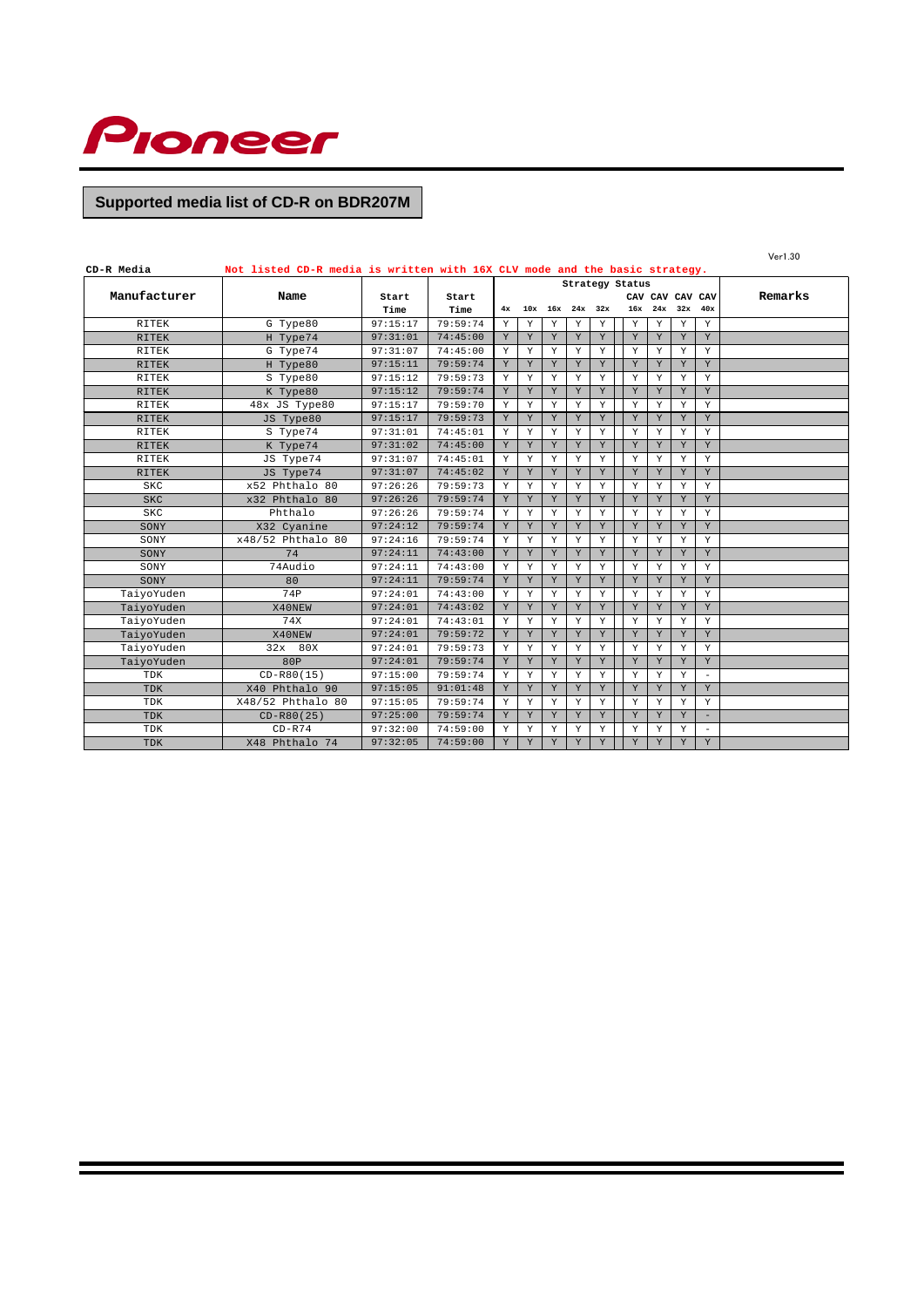Pioneer

# Supported media list of CD-R on BDR207M

Ver1.30

**CD-R Media** Not listed CD-R media is written with 16X CLV mode and the basic strategy.

| Manufacturer | Name | Start Time | Start Time | Strategy Status 4x | 10x | 16x | 24x | 32x | CAV 16x | CAV 24x | CAV 32x | CAV 40x | Remarks |
|---|---|---|---|---|---|---|---|---|---|---|---|---|---|
| RITEK | G Type80 | 97:15:17 | 79:59:74 | Y | Y | Y | Y | Y | Y | Y | Y | Y | |
| RITEK | H Type74 | 97:31:01 | 74:45:00 | Y | Y | Y | Y | Y | Y | Y | Y | Y | |
| RITEK | G Type74 | 97:31:07 | 74:45:00 | Y | Y | Y | Y | Y | Y | Y | Y | Y | |
| RITEK | H Type80 | 97:15:11 | 79:59:74 | Y | Y | Y | Y | Y | Y | Y | Y | Y | |
| RITEK | S Type80 | 97:15:12 | 79:59:73 | Y | Y | Y | Y | Y | Y | Y | Y | Y | |
| RITEK | K Type80 | 97:15:12 | 79:59:74 | Y | Y | Y | Y | Y | Y | Y | Y | Y | |
| RITEK | 48x JS Type80 | 97:15:17 | 79:59:70 | Y | Y | Y | Y | Y | Y | Y | Y | Y | |
| RITEK | JS Type80 | 97:15:17 | 79:59:73 | Y | Y | Y | Y | Y | Y | Y | Y | Y | |
| RITEK | S Type74 | 97:31:01 | 74:45:01 | Y | Y | Y | Y | Y | Y | Y | Y | Y | |
| RITEK | K Type74 | 97:31:02 | 74:45:00 | Y | Y | Y | Y | Y | Y | Y | Y | Y | |
| RITEK | JS Type74 | 97:31:07 | 74:45:01 | Y | Y | Y | Y | Y | Y | Y | Y | Y | |
| RITEK | JS Type74 | 97:31:07 | 74:45:02 | Y | Y | Y | Y | Y | Y | Y | Y | Y | |
| SKC | x52 Phthalo 80 | 97:26:26 | 79:59:73 | Y | Y | Y | Y | Y | Y | Y | Y | Y | |
| SKC | x32 Phthalo 80 | 97:26:26 | 79:59:74 | Y | Y | Y | Y | Y | Y | Y | Y | Y | |
| SKC | Phthalo | 97:26:26 | 79:59:74 | Y | Y | Y | Y | Y | Y | Y | Y | Y | |
| SONY | X32 Cyanine | 97:24:12 | 79:59:74 | Y | Y | Y | Y | Y | Y | Y | Y | Y | |
| SONY | x48/52 Phthalo 80 | 97:24:16 | 79:59:74 | Y | Y | Y | Y | Y | Y | Y | Y | Y | |
| SONY | 74 | 97:24:11 | 74:43:00 | Y | Y | Y | Y | Y | Y | Y | Y | Y | |
| SONY | 74Audio | 97:24:11 | 74:43:00 | Y | Y | Y | Y | Y | Y | Y | Y | Y | |
| SONY | 80 | 97:24:11 | 79:59:74 | Y | Y | Y | Y | Y | Y | Y | Y | Y | |
| TaiyoYuden | 74P | 97:24:01 | 74:43:00 | Y | Y | Y | Y | Y | Y | Y | Y | Y | |
| TaiyoYuden | X40NEW | 97:24:01 | 74:43:02 | Y | Y | Y | Y | Y | Y | Y | Y | Y | |
| TaiyoYuden | 74X | 97:24:01 | 74:43:01 | Y | Y | Y | Y | Y | Y | Y | Y | Y | |
| TaiyoYuden | X40NEW | 97:24:01 | 79:59:72 | Y | Y | Y | Y | Y | Y | Y | Y | Y | |
| TaiyoYuden | 32x 80X | 97:24:01 | 79:59:73 | Y | Y | Y | Y | Y | Y | Y | Y | Y | |
| TaiyoYuden | 80P | 97:24:01 | 79:59:74 | Y | Y | Y | Y | Y | Y | Y | Y | Y | |
| TDK | CD-R80(15) | 97:15:00 | 79:59:74 | Y | Y | Y | Y | Y | Y | Y | Y | - | |
| TDK | X40 Phthalo 90 | 97:15:05 | 91:01:48 | Y | Y | Y | Y | Y | Y | Y | Y | Y | |
| TDK | X48/52 Phthalo 80 | 97:15:05 | 79:59:74 | Y | Y | Y | Y | Y | Y | Y | Y | Y | |
| TDK | CD-R80(25) | 97:25:00 | 79:59:74 | Y | Y | Y | Y | Y | Y | Y | Y | - | |
| TDK | CD-R74 | 97:32:00 | 74:59:00 | Y | Y | Y | Y | Y | Y | Y | Y | - | |
| TDK | X48 Phthalo 74 | 97:32:05 | 74:59:00 | Y | Y | Y | Y | Y | Y | Y | Y | Y | |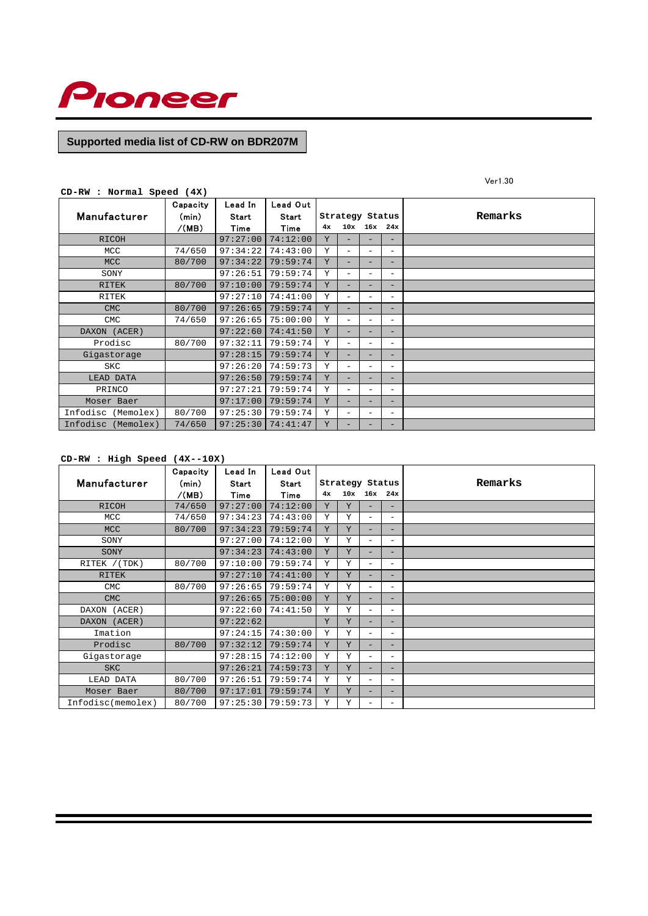Pioneer

## Supported media list of CD-RW on BDR207M

Ver1.30

**CD-RW : Normal Speed (4X)**

| Manufacturer | Capacity (min) /(MB) | Lead In Start Time | Lead Out Start Time | Strategy Status 4x | 10x | 16x | 24x | Remarks |
|---|---|---|---|---|---|---|---|---|
| RICOH | | 97:27:00 | 74:12:00 | Y | - | - | - | |
| MCC | 74/650 | 97:34:22 | 74:43:00 | Y | - | - | - | |
| MCC | 80/700 | 97:34:22 | 79:59:74 | Y | - | - | - | |
| SONY | | 97:26:51 | 79:59:74 | Y | - | - | - | |
| RITEK | 80/700 | 97:10:00 | 79:59:74 | Y | - | - | - | |
| RITEK | | 97:27:10 | 74:41:00 | Y | - | - | - | |
| CMC | 80/700 | 97:26:65 | 79:59:74 | Y | - | - | - | |
| CMC | 74/650 | 97:26:65 | 75:00:00 | Y | - | - | - | |
| DAXON (ACER) | | 97:22:60 | 74:41:50 | Y | - | - | - | |
| Prodisc | 80/700 | 97:32:11 | 79:59:74 | Y | - | - | - | |
| Gigastorage | | 97:28:15 | 79:59:74 | Y | - | - | - | |
| SKC | | 97:26:20 | 74:59:73 | Y | - | - | - | |
| LEAD DATA | | 97:26:50 | 79:59:74 | Y | - | - | - | |
| PRINCO | | 97:27:21 | 79:59:74 | Y | - | - | - | |
| Moser Baer | | 97:17:00 | 79:59:74 | Y | - | - | - | |
| Infodisc (Memolex) | 80/700 | 97:25:30 | 79:59:74 | Y | - | - | - | |
| Infodisc (Memolex) | 74/650 | 97:25:30 | 74:41:47 | Y | - | - | - | |

**CD-RW : High Speed (4X--10X)**

| Manufacturer | Capacity (min) /(MB) | Lead In Start Time | Lead Out Start Time | Strategy Status 4x | 10x | 16x | 24x | Remarks |
|---|---|---|---|---|---|---|---|---|
| RICOH | 74/650 | 97:27:00 | 74:12:00 | Y | Y | - | - | |
| MCC | 74/650 | 97:34:23 | 74:43:00 | Y | Y | - | - | |
| MCC | 80/700 | 97:34:23 | 79:59:74 | Y | Y | - | - | |
| SONY | | 97:27:00 | 74:12:00 | Y | Y | - | - | |
| SONY | | 97:34:23 | 74:43:00 | Y | Y | - | - | |
| RITEK /(TDK) | 80/700 | 97:10:00 | 79:59:74 | Y | Y | - | - | |
| RITEK | | 97:27:10 | 74:41:00 | Y | Y | - | - | |
| CMC | 80/700 | 97:26:65 | 79:59:74 | Y | Y | - | - | |
| CMC | | 97:26:65 | 75:00:00 | Y | Y | - | - | |
| DAXON (ACER) | | 97:22:60 | 74:41:50 | Y | Y | - | - | |
| DAXON (ACER) | | 97:22:62 | | Y | Y | - | - | |
| Imation | | 97:24:15 | 74:30:00 | Y | Y | - | - | |
| Prodisc | 80/700 | 97:32:12 | 79:59:74 | Y | Y | - | - | |
| Gigastorage | | 97:28:15 | 74:12:00 | Y | Y | - | - | |
| SKC | | 97:26:21 | 74:59:73 | Y | Y | - | - | |
| LEAD DATA | 80/700 | 97:26:51 | 79:59:74 | Y | Y | - | - | |
| Moser Baer | 80/700 | 97:17:01 | 79:59:74 | Y | Y | - | - | |
| Infodisc(memolex) | 80/700 | 97:25:30 | 79:59:73 | Y | Y | - | - | |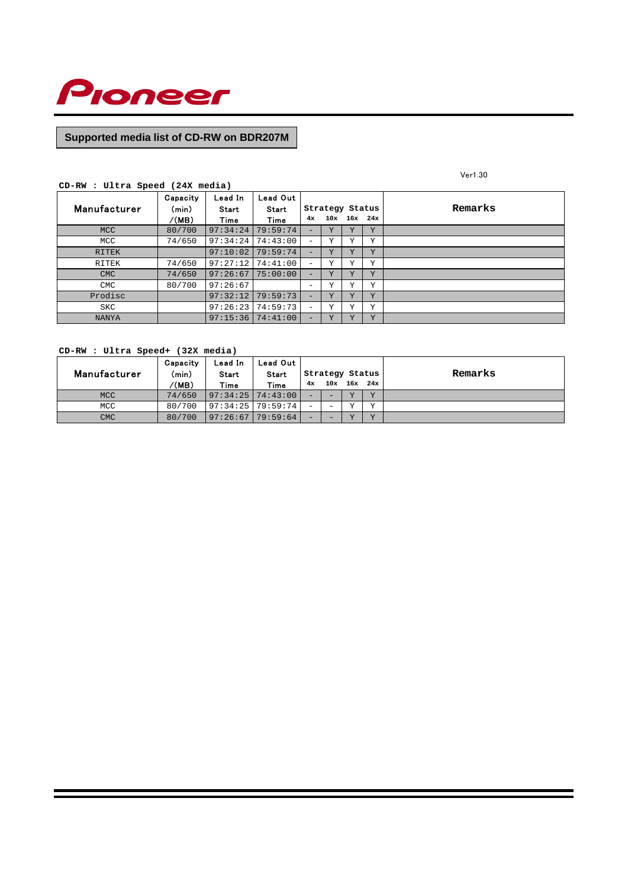Pioneer

## Supported media list of CD-RW on BDR207M

Ver1.30

**CD-RW : Ultra Speed (24X media)**

| Manufacturer | Capacity (min) /(MB) | Lead In Start Time | Lead Out Start Time | Strategy Status | | | | Remarks |
|---|---|---|---|---|---|---|---|---|
| | | | | 4x | 10x | 16x | 24x | |
| MCC | 80/700 | 97:34:24 | 79:59:74 | - | Y | Y | Y | |
| MCC | 74/650 | 97:34:24 | 74:43:00 | - | Y | Y | Y | |
| RITEK | | 97:10:02 | 79:59:74 | - | Y | Y | Y | |
| RITEK | 74/650 | 97:27:12 | 74:41:00 | - | Y | Y | Y | |
| CMC | 74/650 | 97:26:67 | 75:00:00 | - | Y | Y | Y | |
| CMC | 80/700 | 97:26:67 | | - | Y | Y | Y | |
| Prodisc | | 97:32:12 | 79:59:73 | - | Y | Y | Y | |
| SKC | | 97:26:23 | 74:59:73 | - | Y | Y | Y | |
| NANYA | | 97:15:36 | 74:41:00 | - | Y | Y | Y | |

**CD-RW : Ultra Speed+ (32X media)**

| Manufacturer | Capacity (min) /(MB) | Lead In Start Time | Lead Out Start Time | Strategy Status | | | | Remarks |
|---|---|---|---|---|---|---|---|---|
| | | | | 4x | 10x | 16x | 24x | |
| MCC | 74/650 | 97:34:25 | 74:43:00 | - | - | Y | Y | |
| MCC | 80/700 | 97:34:25 | 79:59:74 | - | - | Y | Y | |
| CMC | 80/700 | 97:26:67 | 79:59:64 | - | - | Y | Y | |